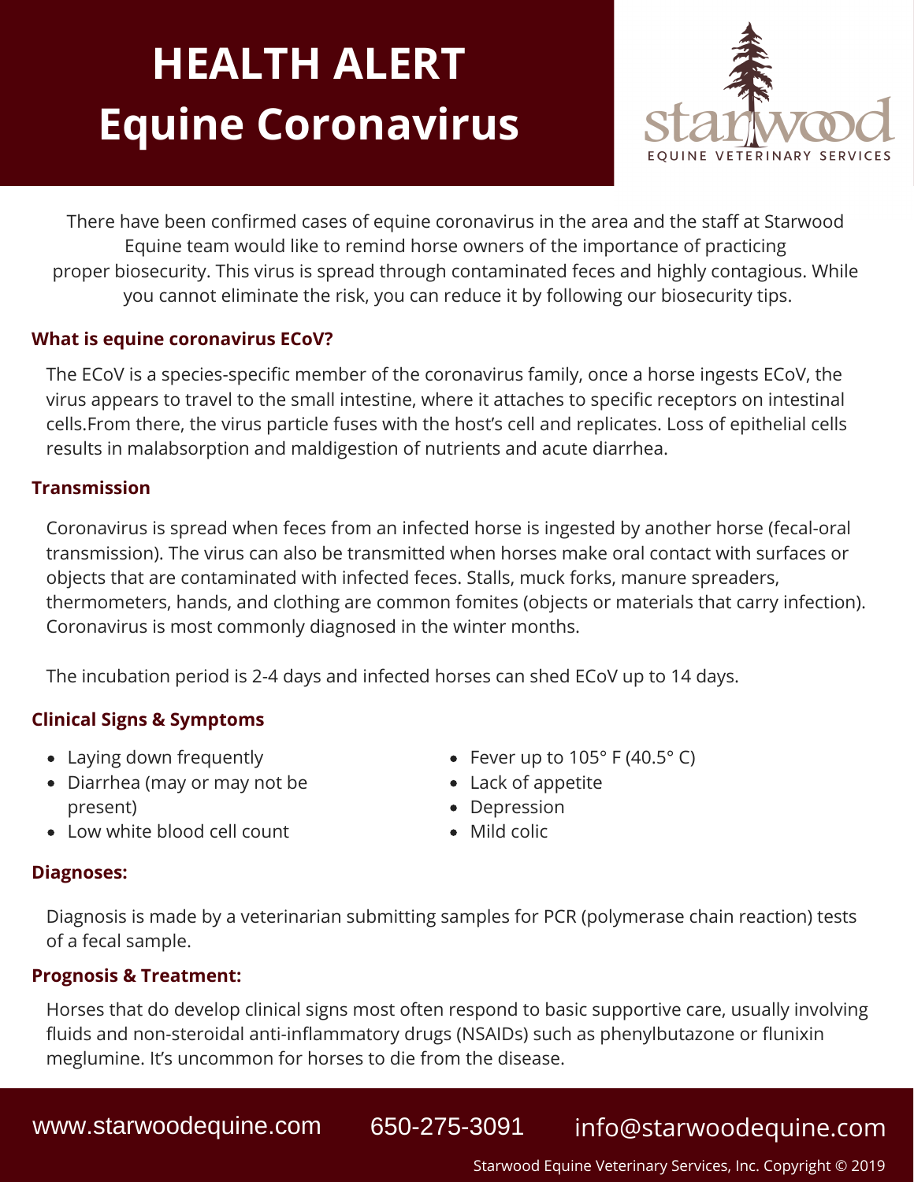# HEALTH ALERT
# Equine Coronavirus

starwood
EQUINE VETERINARY SERVICES

There have been confirmed cases of equine coronavirus in the area and the staff at Starwood Equine team would like to remind horse owners of the importance of practicing proper biosecurity. This virus is spread through contaminated feces and highly contagious. While you cannot eliminate the risk, you can reduce it by following our biosecurity tips.

### What is equine coronavirus ECoV?

The ECoV is a species-specific member of the coronavirus family, once a horse ingests ECoV, the virus appears to travel to the small intestine, where it attaches to specific receptors on intestinal cells.From there, the virus particle fuses with the host's cell and replicates. Loss of epithelial cells results in malabsorption and maldigestion of nutrients and acute diarrhea.

### Transmission

Coronavirus is spread when feces from an infected horse is ingested by another horse (fecal-oral transmission). The virus can also be transmitted when horses make oral contact with surfaces or objects that are contaminated with infected feces. Stalls, muck forks, manure spreaders, thermometers, hands, and clothing are common fomites (objects or materials that carry infection). Coronavirus is most commonly diagnosed in the winter months.

The incubation period is 2-4 days and infected horses can shed ECoV up to 14 days.

### Clinical Signs & Symptoms

- Laying down frequently
- Diarrhea (may or may not be present)
- Low white blood cell count
- Fever up to 105° F (40.5° C)
- Lack of appetite
- Depression
- Mild colic

### Diagnoses:

Diagnosis is made by a veterinarian submitting samples for PCR (polymerase chain reaction) tests of a fecal sample.

### Prognosis & Treatment:

Horses that do develop clinical signs most often respond to basic supportive care, usually involving fluids and non-steroidal anti-inflammatory drugs (NSAIDs) such as phenylbutazone or flunixin meglumine. It's uncommon for horses to die from the disease.

www.starwoodequine.com 650-275-3091 info@starwoodequine.com

Starwood Equine Veterinary Services, Inc. Copyright © 2019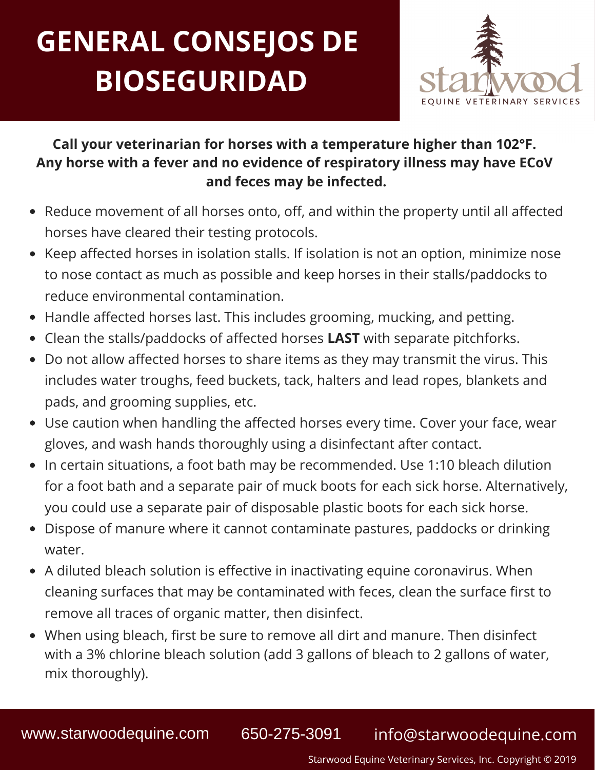# GENERAL CONSEJOS DE BIOSEGURIDAD

starwood
EQUINE VETERINARY SERVICES

**Call your veterinarian for horses with a temperature higher than 102°F. Any horse with a fever and no evidence of respiratory illness may have ECoV and feces may be infected.**

- Reduce movement of all horses onto, off, and within the property until all affected horses have cleared their testing protocols.
- Keep affected horses in isolation stalls. If isolation is not an option, minimize nose to nose contact as much as possible and keep horses in their stalls/paddocks to reduce environmental contamination.
- Handle affected horses last. This includes grooming, mucking, and petting.
- Clean the stalls/paddocks of affected horses **LAST** with separate pitchforks.
- Do not allow affected horses to share items as they may transmit the virus. This includes water troughs, feed buckets, tack, halters and lead ropes, blankets and pads, and grooming supplies, etc.
- Use caution when handling the affected horses every time. Cover your face, wear gloves, and wash hands thoroughly using a disinfectant after contact.
- In certain situations, a foot bath may be recommended. Use 1:10 bleach dilution for a foot bath and a separate pair of muck boots for each sick horse. Alternatively, you could use a separate pair of disposable plastic boots for each sick horse.
- Dispose of manure where it cannot contaminate pastures, paddocks or drinking water.
- A diluted bleach solution is effective in inactivating equine coronavirus. When cleaning surfaces that may be contaminated with feces, clean the surface first to remove all traces of organic matter, then disinfect.
- When using bleach, first be sure to remove all dirt and manure. Then disinfect with a 3% chlorine bleach solution (add 3 gallons of bleach to 2 gallons of water, mix thoroughly).

www.starwoodequine.com 650-275-3091 info@starwoodequine.com

Starwood Equine Veterinary Services, Inc. Copyright © 2019